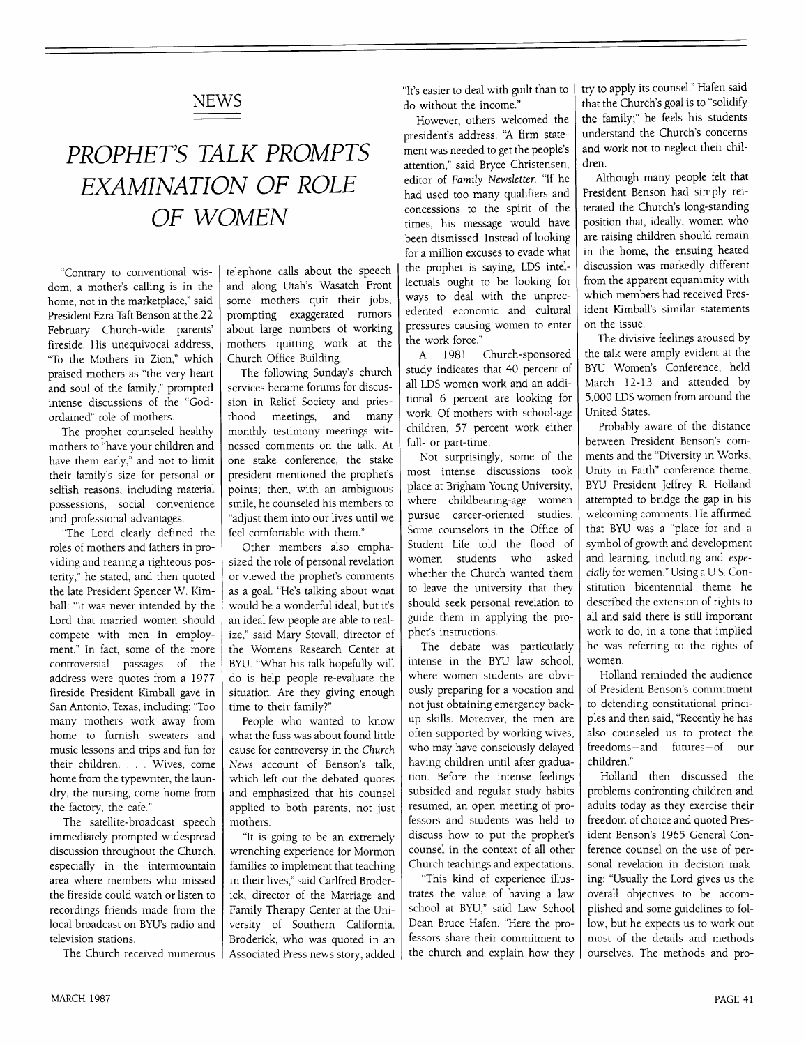## NEWS

# PROPHET'S TALK PROMPTS EXAMINATION OF ROLE OF WOMEN

"Contrary to conventional wisdom, a mother's calling is in the home, not in the marketplace," said President Ezra Taft Benson at the 22 February Church-wide parents' fireside. His unequivocal address, "To the Mothers in Zion," which praised mothers as "the very heart and soul of the family," prompted intense discussions of the "God-ordained" role of mothers.

The prophet counseled healthy mothers to "have your children and have them early," and not to limit their family's size for personal or selfish reasons, including material possessions, social convenience and professional advantages.

"The Lord clearly defined the roles of mothers and fathers in providing and rearing a righteous posterity," he stated, and then quoted the late President Spencer W. Kimball: "It was never intended by the Lord that married women should compete with men in employment." In fact, some of the more controversial passages of the address were quotes from a 1977 fireside President Kimball gave in San Antonio, Texas, including: "Too many mothers work away from home to furnish sweaters and music lessons and trips and fun for their children. . . . Wives, come home from the typewriter, the laundry, the nursing, come home from the factory, the cafe."

The satellite-broadcast speech immediately prompted widespread discussion throughout the Church, especially in the intermountain area where members who missed the fireside could watch or listen to recordings friends made from the local broadcast on BYU's radio and television stations.

The Church received numerous telephone calls about the speech and along Utah's Wasatch Front some mothers quit their jobs, prompting exaggerated rumors about large numbers of working mothers quitting work at the Church Office Building.

The following Sunday's church services became forums for discussion in Relief Society and priesthood meetings, and many monthly testimony meetings witnessed comments on the talk. At one stake conference, the stake president mentioned the prophet's points; then, with an ambiguous smile, he counseled his members to "adjust them into our lives until we feel comfortable with them."

Other members also emphasized the role of personal revelation or viewed the prophet's comments as a goal. "He's talking about what would be a wonderful ideal, but it's an ideal few people are able to realize," said Mary Stovall, director of the Womens Research Center at BYU. "What his talk hopefully will do is help people re-evaluate the situation. Are they giving enough time to their family?"

People who wanted to know what the fuss was about found little cause for controversy in the *Church News* account of Benson's talk, which left out the debated quotes and emphasized that his counsel applied to both parents, not just mothers.

"It is going to be an extremely wrenching experience for Mormon families to implement that teaching in their lives," said Carlfred Broderick, director of the Marriage and Family Therapy Center at the University of Southern California. Broderick, who was quoted in an Associated Press news story, added "It's easier to deal with guilt than to do without the income."

However, others welcomed the president's address. "A firm statement was needed to get the people's attention," said Bryce Christensen, editor of *Family Newsletter*. "If he had used too many qualifiers and concessions to the spirit of the times, his message would have been dismissed. Instead of looking for a million excuses to evade what the prophet is saying, LDS intellectuals ought to be looking for ways to deal with the unprecedented economic and cultural pressures causing women to enter the work force."

A 1981 Church-sponsored study indicates that 40 percent of all LDS women work and an additional 6 percent are looking for work. Of mothers with school-age children, 57 percent work either full- or part-time.

Not surprisingly, some of the most intense discussions took place at Brigham Young University, where childbearing-age women pursue career-oriented studies. Some counselors in the Office of Student Life told the flood of women students who asked whether the Church wanted them to leave the university that they should seek personal revelation to guide them in applying the prophet's instructions.

The debate was particularly intense in the BYU law school, where women students are obviously preparing for a vocation and not just obtaining emergency backup skills. Moreover, the men are often supported by working wives, who may have consciously delayed having children until after graduation. Before the intense feelings subsided and regular study habits resumed, an open meeting of professors and students was held to discuss how to put the prophet's counsel in the context of all other Church teachings and expectations.

"This kind of experience illustrates the value of having a law school at BYU," said Law School Dean Bruce Hafen. "Here the professors share their commitment to the church and explain how they try to apply its counsel." Hafen said that the Church's goal is to "solidify the family;" he feels his students understand the Church's concerns and work not to neglect their children.

Although many people felt that President Benson had simply reiterated the Church's long-standing position that, ideally, women who are raising children should remain in the home, the ensuing heated discussion was markedly different from the apparent equanimity with which members had received President Kimball's similar statements on the issue.

The divisive feelings aroused by the talk were amply evident at the BYU Women's Conference, held March 12-13 and attended by 5,000 LDS women from around the United States.

Probably aware of the distance between President Benson's comments and the "Diversity in Works, Unity in Faith" conference theme, BYU President Jeffrey R. Holland attempted to bridge the gap in his welcoming comments. He affirmed that BYU was a "place for and a symbol of growth and development and learning, including and *especially* for women." Using a U.S. Constitution bicentennial theme he described the extension of rights to all and said there is still important work to do, in a tone that implied he was referring to the rights of women.

Holland reminded the audience of President Benson's commitment to defending constitutional principles and then said, "Recently he has also counseled us to protect the freedoms—and futures—of our children."

Holland then discussed the problems confronting children and adults today as they exercise their freedom of choice and quoted President Benson's 1965 General Conference counsel on the use of personal revelation in decision making: "Usually the Lord gives us the overall objectives to be accomplished and some guidelines to follow, but he expects us to work out most of the details and methods ourselves. The methods and pro-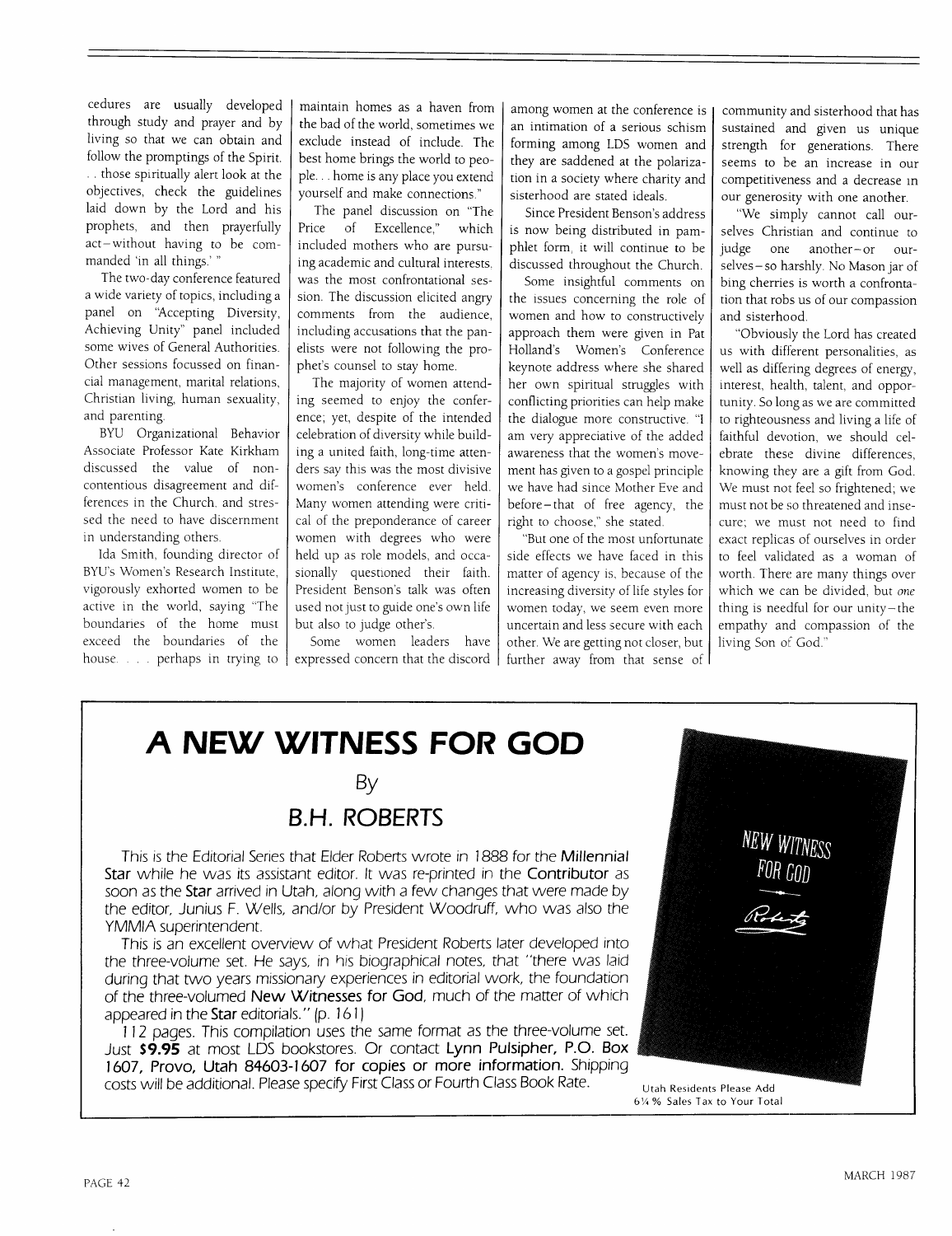cedures are usually developed through study and prayer and by living so that we can obtain and follow the promptings of the Spirit. . . those spiritually alert look at the objectives, check the guidelines laid down by the Lord and his prophets, and then prayerfully act—without having to be commanded 'in all things.' "

The two-day conference featured a wide variety of topics, including a panel on "Accepting Diversity, Achieving Unity" panel included some wives of General Authorities. Other sessions focussed on financial management, marital relations, Christian living, human sexuality, and parenting.

BYU Organizational Behavior Associate Professor Kate Kirkham discussed the value of non-contentious disagreement and differences in the Church, and stressed the need to have discernment in understanding others.

Ida Smith, founding director of BYU's Women's Research Institute, vigorously exhorted women to be active in the world, saying "The boundaries of the home must exceed the boundaries of the house. . . . perhaps in trying to maintain homes as a haven from the bad of the world, sometimes we exclude instead of include. The best home brings the world to people. . . home is any place you extend yourself and make connections."

The panel discussion on "The Price of Excellence," which included mothers who are pursuing academic and cultural interests, was the most confrontational session. The discussion elicited angry comments from the audience, including accusations that the panelists were not following the prophet's counsel to stay home.

The majority of women attending seemed to enjoy the conference; yet, despite of the intended celebration of diversity while building a united faith, long-time attenders say this was the most divisive women's conference ever held. Many women attending were critical of the preponderance of career women with degrees who were held up as role models, and occasionally questioned their faith. President Benson's talk was often used not just to guide one's own life but also to judge other's.

Some women leaders have expressed concern that the discord among women at the conference is an intimation of a serious schism forming among LDS women and they are saddened at the polarization in a society where charity and sisterhood are stated ideals.

Since President Benson's address is now being distributed in pamphlet form, it will continue to be discussed throughout the Church.

Some insightful comments on the issues concerning the role of women and how to constructively approach them were given in Pat Holland's Women's Conference keynote address where she shared her own spiritual struggles with conflicting priorities can help make the dialogue more constructive. "I am very appreciative of the added awareness that the women's movement has given to a gospel principle we have had since Mother Eve and before—that of free agency, the right to choose," she stated.

"But one of the most unfortunate side effects we have faced in this matter of agency is, because of the increasing diversity of life styles for women today, we seem even more uncertain and less secure with each other. We are getting not closer, but further away from that sense of community and sisterhood that has sustained and given us unique strength for generations. There seems to be an increase in our competitiveness and a decrease in our generosity with one another.

"We simply cannot call ourselves Christian and continue to judge one another—or ourselves—so harshly. No Mason jar of bing cherries is worth a confrontation that robs us of our compassion and sisterhood.

"Obviously the Lord has created us with different personalities, as well as differing degrees of energy, interest, health, talent, and opportunity. So long as we are committed to righteousness and living a life of faithful devotion, we should celebrate these divine differences, knowing they are a gift from God. We must not feel so frightened; we must not be so threatened and insecure; we must not need to find exact replicas of ourselves in order to feel validated as a woman of worth. There are many things over which we can be divided, but *one* thing is needful for our unity—the empathy and compassion of the living Son of God."

# A NEW WITNESS FOR GOD

By

## B.H. ROBERTS

*This is the Editorial Series that Elder Roberts wrote in 1888 for the* **Millennial Star** *while he was its assistant editor. It was re-printed in the* **Contributor** *as soon as the* **Star** *arrived in Utah, along with a few changes that were made by the editor, Junius F. Wells, and/or by President Woodruff, who was also the YMMIA superintendent.*

*This is an excellent overview of what President Roberts later developed into the three-volume set. He says, in his biographical notes, that "there was laid during that two years missionary experiences in editorial work, the foundation of the three-volumed* **New Witnesses for God**, *much of the matter of which appeared in the* **Star** *editorials." (p. 161)*

*112 pages. This compilation uses the same format as the three-volume set. Just* **$9.95** *at most LDS bookstores. Or contact* **Lynn Pulsipher, P.O. Box 1607, Provo, Utah 84603-1607 for copies or more information.** *Shipping costs will be additional. Please specify First Class or Fourth Class Book Rate.*

NEW WITNESS FOR GOD

Roberts

Utah Residents Please Add 6¼% Sales Tax to Your Total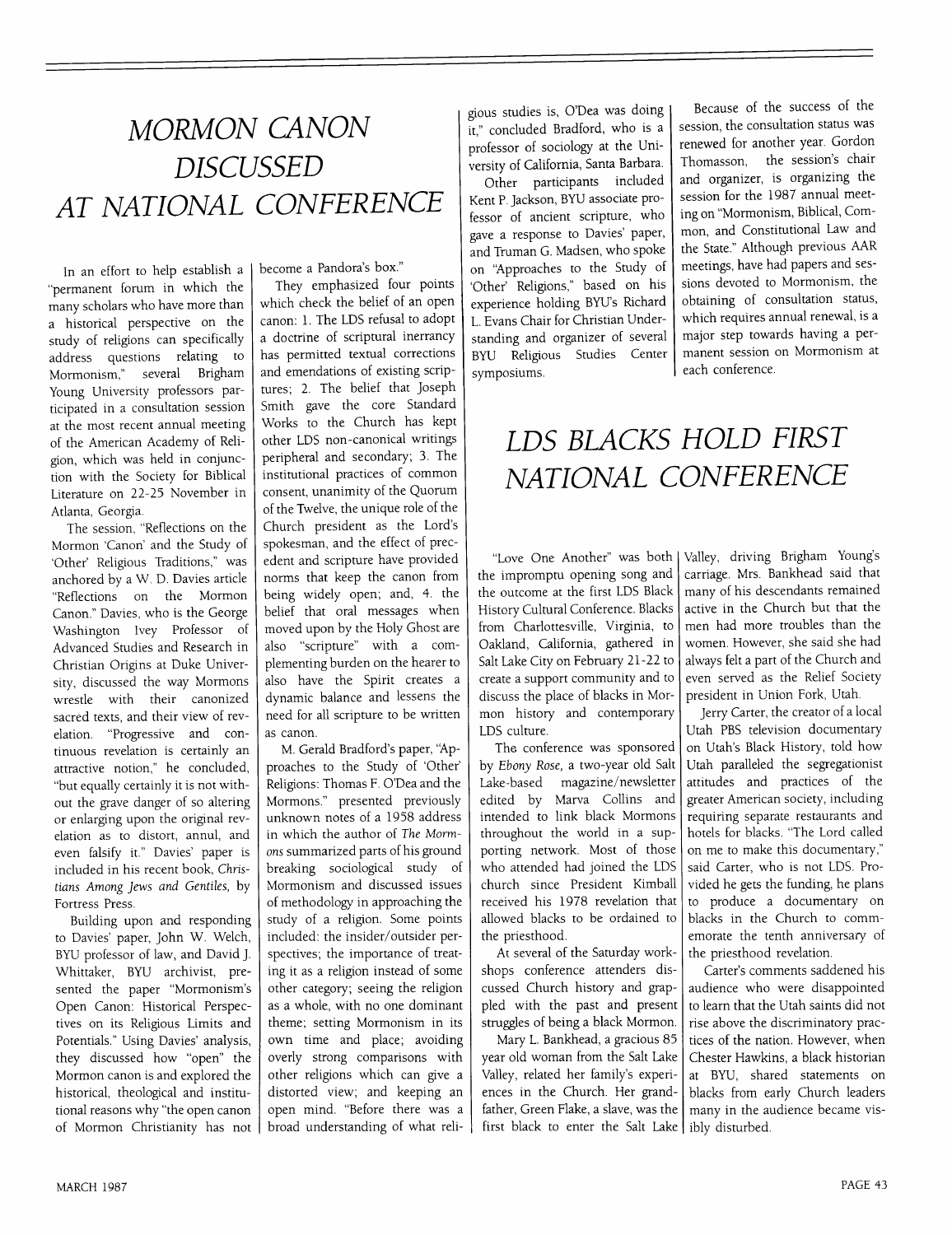# MORMON CANON DISCUSSED AT NATIONAL CONFERENCE

In an effort to help establish a "permanent forum in which the many scholars who have more than a historical perspective on the study of religions can specifically address questions relating to Mormonism," several Brigham Young University professors participated in a consultation session at the most recent annual meeting of the American Academy of Religion, which was held in conjunction with the Society for Biblical Literature on 22-25 November in Atlanta, Georgia.

The session, "Reflections on the Mormon 'Canon' and the Study of 'Other' Religious Traditions," was anchored by a W. D. Davies article "Reflections on the Mormon Canon." Davies, who is the George Washington Ivey Professor of Advanced Studies and Research in Christian Origins at Duke University, discussed the way Mormons wrestle with their canonized sacred texts, and their view of revelation. "Progressive and continuous revelation is certainly an attractive notion," he concluded, "but equally certainly it is not without the grave danger of so altering or enlarging upon the original revelation as to distort, annul, and even falsify it." Davies' paper is included in his recent book, *Christians Among Jews and Gentiles*, by Fortress Press.

Building upon and responding to Davies' paper, John W. Welch, BYU professor of law, and David J. Whittaker, BYU archivist, presented the paper "Mormonism's Open Canon: Historical Perspectives on its Religious Limits and Potentials." Using Davies' analysis, they discussed how "open" the Mormon canon is and explored the historical, theological and institutional reasons why "the open canon of Mormon Christianity has not become a Pandora's box."

They emphasized four points which check the belief of an open canon: 1. The LDS refusal to adopt a doctrine of scriptural inerrancy has permitted textual corrections and emendations of existing scriptures; 2. The belief that Joseph Smith gave the core Standard Works to the Church has kept other LDS non-canonical writings peripheral and secondary; 3. The institutional practices of common consent, unanimity of the Quorum of the Twelve, the unique role of the Church president as the Lord's spokesman, and the effect of precedent and scripture have provided norms that keep the canon from being widely open; and, 4. the belief that oral messages when moved upon by the Holy Ghost are also "scripture" with a complementing burden on the hearer to also have the Spirit creates a dynamic balance and lessens the need for all scripture to be written as canon.

M. Gerald Bradford's paper, "Approaches to the Study of 'Other' Religions: Thomas F. O'Dea and the Mormons." presented previously unknown notes of a 1958 address in which the author of *The Mormons* summarized parts of his ground breaking sociological study of Mormonism and discussed issues of methodology in approaching the study of a religion. Some points included: the insider/outsider perspectives; the importance of treating it as a religion instead of some other category; seeing the religion as a whole, with no one dominant theme; setting Mormonism in its own time and place; avoiding overly strong comparisons with other religions which can give a distorted view; and keeping an open mind. "Before there was a broad understanding of what religious studies is, O'Dea was doing it," concluded Bradford, who is a professor of sociology at the University of California, Santa Barbara.

Other participants included Kent P. Jackson, BYU associate professor of ancient scripture, who gave a response to Davies' paper, and Truman G. Madsen, who spoke on "Approaches to the Study of 'Other' Religions," based on his experience holding BYU's Richard L. Evans Chair for Christian Understanding and organizer of several BYU Religious Studies Center symposiums.

Because of the success of the session, the consultation status was renewed for another year. Gordon Thomasson, the session's chair and organizer, is organizing the session for the 1987 annual meeting on "Mormonism, Biblical, Common, and Constitutional Law and the State." Although previous AAR meetings, have had papers and sessions devoted to Mormonism, the obtaining of consultation status, which requires annual renewal, is a major step towards having a permanent session on Mormonism at each conference.

# LDS BLACKS HOLD FIRST NATIONAL CONFERENCE

"Love One Another" was both the impromptu opening song and the outcome at the first LDS Black History Cultural Conference. Blacks from Charlottesville, Virginia, to Oakland, California, gathered in Salt Lake City on February 21-22 to create a support community and to discuss the place of blacks in Mormon history and contemporary LDS culture.

The conference was sponsored by *Ebony Rose*, a two-year old Salt Lake-based magazine/newsletter edited by Marva Collins and intended to link black Mormons throughout the world in a supporting network. Most of those who attended had joined the LDS church since President Kimball received his 1978 revelation that allowed blacks to be ordained to the priesthood.

At several of the Saturday workshops conference attenders discussed Church history and grappled with the past and present struggles of being a black Mormon.

Mary L. Bankhead, a gracious 85 year old woman from the Salt Lake Valley, related her family's experiences in the Church. Her grandfather, Green Flake, a slave, was the first black to enter the Salt Lake Valley, driving Brigham Young's carriage. Mrs. Bankhead said that many of his descendants remained active in the Church but that the men had more troubles than the women. However, she said she had always felt a part of the Church and even served as the Relief Society president in Union Fork, Utah.

Jerry Carter, the creator of a local Utah PBS television documentary on Utah's Black History, told how Utah paralleled the segregationist attitudes and practices of the greater American society, including requiring separate restaurants and hotels for blacks. "The Lord called on me to make this documentary," said Carter, who is not LDS. Provided he gets the funding, he plans to produce a documentary on blacks in the Church to commemorate the tenth anniversary of the priesthood revelation.

Carter's comments saddened his audience who were disappointed to learn that the Utah saints did not rise above the discriminatory practices of the nation. However, when Chester Hawkins, a black historian at BYU, shared statements on blacks from early Church leaders many in the audience became visibly disturbed.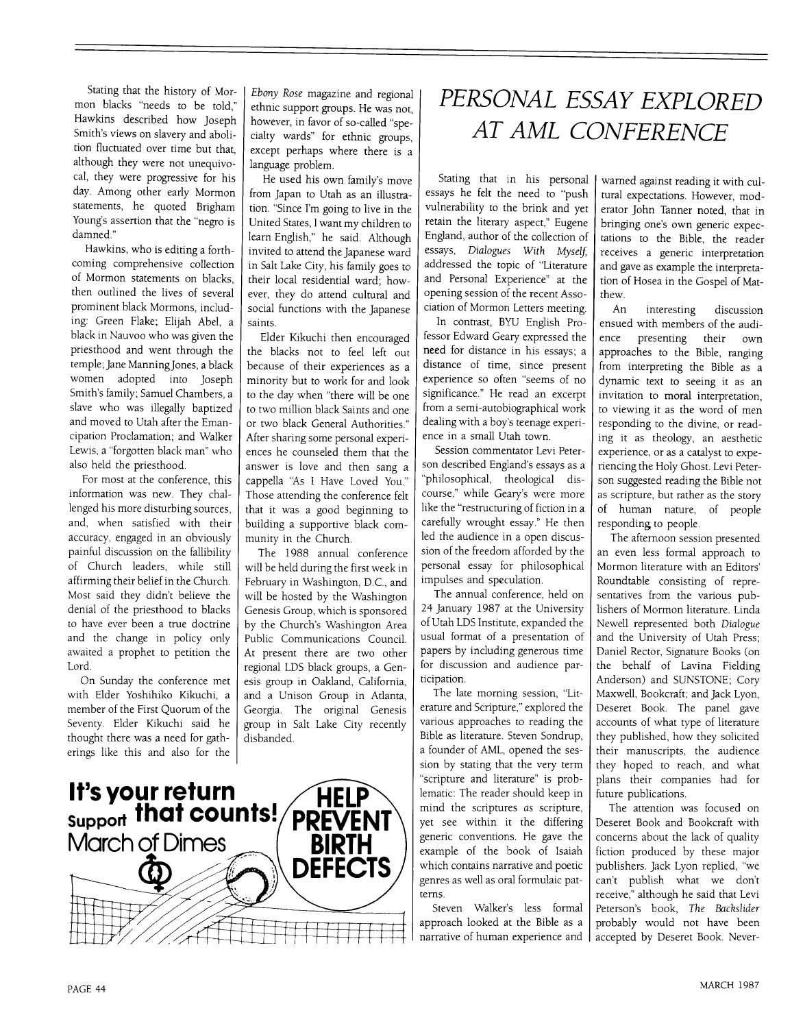Stating that the history of Mormon blacks "needs to be told," Hawkins described how Joseph Smith's views on slavery and abolition fluctuated over time but that, although they were not unequivocal, they were progressive for his day. Among other early Mormon statements, he quoted Brigham Young's assertion that the "negro is damned."

Hawkins, who is editing a forthcoming comprehensive collection of Mormon statements on blacks, then outlined the lives of several prominent black Mormons, including: Green Flake; Elijah Abel, a black in Nauvoo who was given the priesthood and went through the temple; Jane Manning Jones, a black women adopted into Joseph Smith's family; Samuel Chambers, a slave who was illegally baptized and moved to Utah after the Emancipation Proclamation; and Walker Lewis, a "forgotten black man" who also held the priesthood.

For most at the conference, this information was new. They challenged his more disturbing sources, and, when satisfied with their accuracy, engaged in an obviously painful discussion on the fallibility of Church leaders, while still affirming their belief in the Church. Most said they didn't believe the denial of the priesthood to blacks to have ever been a true doctrine and the change in policy only awaited a prophet to petition the Lord.

On Sunday the conference met with Elder Yoshihiko Kikuchi, a member of the First Quorum of the Seventy. Elder Kikuchi said he thought there was a need for gatherings like this and also for the *Ebony Rose* magazine and regional ethnic support groups. He was not, however, in favor of so-called "specialty wards" for ethnic groups, except perhaps where there is a language problem.

He used his own family's move from Japan to Utah as an illustration. "Since I'm going to live in the United States, I want my children to learn English," he said. Although invited to attend the Japanese ward in Salt Lake City, his family goes to their local residential ward; however, they do attend cultural and social functions with the Japanese saints.

Elder Kikuchi then encouraged the blacks not to feel left out because of their experiences as a minority but to work for and look to the day when "there will be one to two million black Saints and one or two black General Authorities." After sharing some personal experiences he counseled them that the answer is love and then sang a cappella "As I Have Loved You." Those attending the conference felt that it was a good beginning to building a supportive black community in the Church.

The 1988 annual conference will be held during the first week in February in Washington, D.C., and will be hosted by the Washington Genesis Group, which is sponsored by the Church's Washington Area Public Communications Council. At present there are two other regional LDS black groups, a Genesis group in Oakland, California, and a Unison Group in Atlanta, Georgia. The original Genesis group in Salt Lake City recently disbanded.

**It's your return that counts!**
**Support March of Dimes**
**HELP PREVENT BIRTH DEFECTS**

# PERSONAL ESSAY EXPLORED AT AML CONFERENCE

Stating that in his personal essays he felt the need to "push vulnerability to the brink and yet retain the literary aspect," Eugene England, author of the collection of essays, *Dialogues With Myself*, addressed the topic of "Literature and Personal Experience" at the opening session of the recent Association of Mormon Letters meeting.

In contrast, BYU English Professor Edward Geary expressed the need for distance in his essays; a distance of time, since present experience so often "seems of no significance." He read an excerpt from a semi-autobiographical work dealing with a boy's teenage experience in a small Utah town.

Session commentator Levi Peterson described England's essays as a "philosophical, theological discourse," while Geary's were more like the "restructuring of fiction in a carefully wrought essay." He then led the audience in a open discussion of the freedom afforded by the personal essay for philosophical impulses and speculation.

The annual conference, held on 24 January 1987 at the University of Utah LDS Institute, expanded the usual format of a presentation of papers by including generous time for discussion and audience participation.

The late morning session, "Literature and Scripture," explored the various approaches to reading the Bible as literature. Steven Sondrup, a founder of AML, opened the session by stating that the very term "scripture and literature" is problematic: The reader should keep in mind the scriptures *as* scripture, yet see within it the differing generic conventions. He gave the example of the book of Isaiah which contains narrative and poetic genres as well as oral formulaic patterns.

Steven Walker's less formal approach looked at the Bible as a narrative of human experience and warned against reading it with cultural expectations. However, moderator John Tanner noted, that in bringing one's own generic expectations to the Bible, the reader receives a generic interpretation and gave as example the interpretation of Hosea in the Gospel of Matthew.

An interesting discussion ensued with members of the audience presenting their own approaches to the Bible, ranging from interpreting the Bible as a dynamic text to seeing it as an invitation to moral interpretation, to viewing it as the word of men responding to the divine, or reading it as theology, an aesthetic experience, or as a catalyst to experiencing the Holy Ghost. Levi Peterson suggested reading the Bible not as scripture, but rather as the story of human nature, of people responding to people.

The afternoon session presented an even less formal approach to Mormon literature with an Editors' Roundtable consisting of representatives from the various publishers of Mormon literature. Linda Newell represented both *Dialogue* and the University of Utah Press; Daniel Rector, Signature Books (on the behalf of Lavina Fielding Anderson) and SUNSTONE; Cory Maxwell, Bookcraft; and Jack Lyon, Deseret Book. The panel gave accounts of what type of literature they published, how they solicited their manuscripts, the audience they hoped to reach, and what plans their companies had for future publications.

The attention was focused on Deseret Book and Bookcraft with concerns about the lack of quality fiction produced by these major publishers. Jack Lyon replied, "we can't publish what we don't receive," although he said that Levi Peterson's book, *The Backslider* probably would not have been accepted by Deseret Book. Never-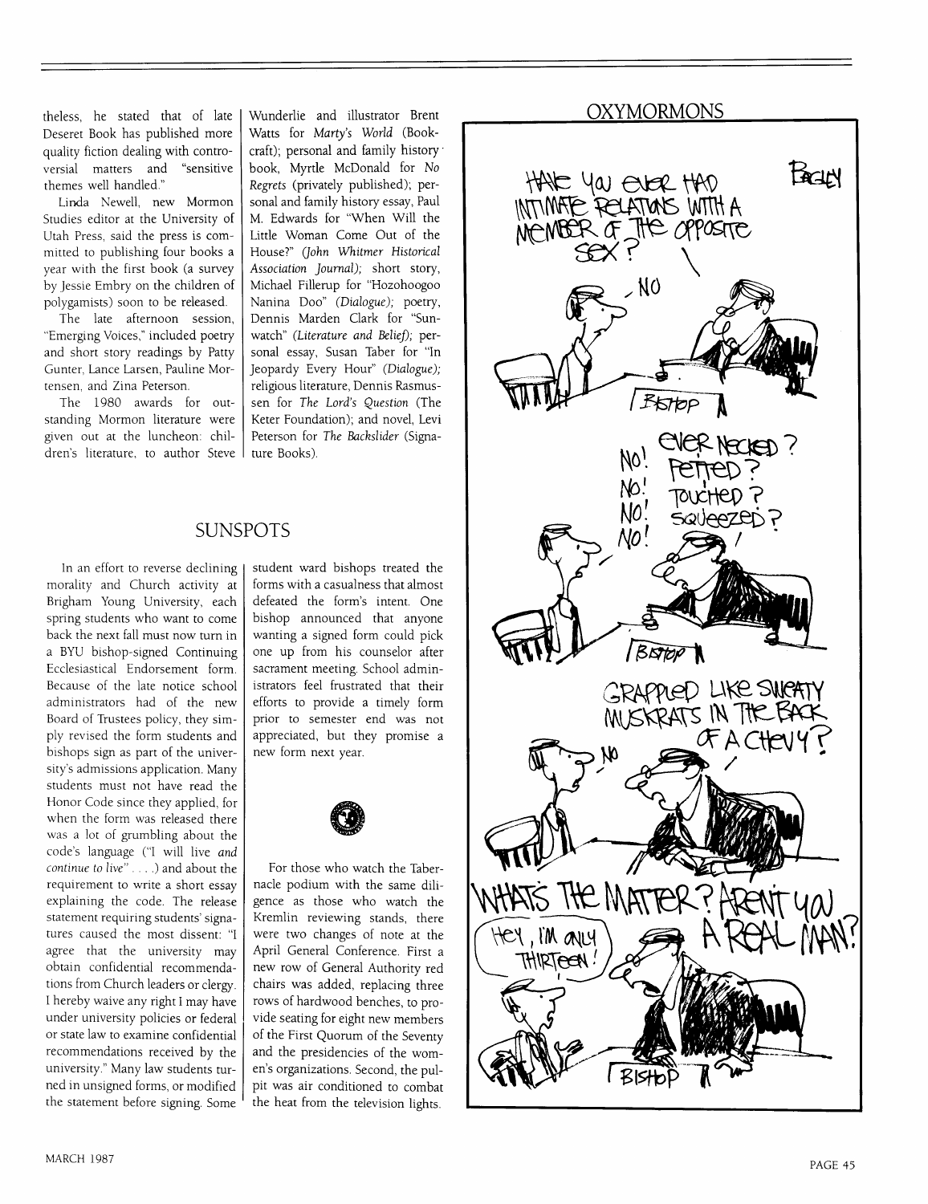theless, he stated that of late Deseret Book has published more quality fiction dealing with controversial matters and "sensitive themes well handled."

Linda Newell, new Mormon Studies editor at the University of Utah Press, said the press is committed to publishing four books a year with the first book (a survey by Jessie Embry on the children of polygamists) soon to be released.

The late afternoon session, "Emerging Voices," included poetry and short story readings by Patty Gunter, Lance Larsen, Pauline Mortensen, and Zina Peterson.

The 1980 awards for outstanding Mormon literature were given out at the luncheon: children's literature, to author Steve Wunderlie and illustrator Brent Watts for *Marty's World* (Bookcraft); personal and family history book, Myrtle McDonald for *No Regrets* (privately published); personal and family history essay, Paul M. Edwards for "When Will the Little Woman Come Out of the House?" (*John Whitmer Historical Association Journal*); short story, Michael Fillerup for "Hozohoogoo Nanina Doo" (*Dialogue*); poetry, Dennis Marden Clark for "Sunwatch" (*Literature and Belief*); personal essay, Susan Taber for "In Jeopardy Every Hour" (*Dialogue*); religious literature, Dennis Rasmussen for *The Lord's Question* (The Keter Foundation); and novel, Levi Peterson for *The Backslider* (Signature Books).

## SUNSPOTS

In an effort to reverse declining morality and Church activity at Brigham Young University, each spring students who want to come back the next fall must now turn in a BYU bishop-signed Continuing Ecclesiastical Endorsement form. Because of the late notice school administrators had of the new Board of Trustees policy, they simply revised the form students and bishops sign as part of the university's admissions application. Many students must not have read the Honor Code since they applied, for when the form was released there was a lot of grumbling about the code's language ("I will live *and continue to live*" . . . .) and about the requirement to write a short essay explaining the code. The release statement requiring students' signatures caused the most dissent: "I agree that the university may obtain confidential recommendations from Church leaders or clergy. I hereby waive any right I may have under university policies or federal or state law to examine confidential recommendations received by the university." Many law students turned in unsigned forms, or modified the statement before signing. Some student ward bishops treated the forms with a casualness that almost defeated the form's intent. One bishop announced that anyone wanting a signed form could pick one up from his counselor after sacrament meeting. School administrators feel frustrated that their efforts to provide a timely form prior to semester end was not appreciated, but they promise a new form next year.

For those who watch the Tabernacle podium with the same diligence as those who watch the Kremlin reviewing stands, there were two changes of note at the April General Conference. First a new row of General Authority red chairs was added, replacing three rows of hardwood benches, to provide seating for eight new members of the First Quorum of the Seventy and the presidencies of the women's organizations. Second, the pulpit was air conditioned to combat the heat from the television lights.

## OXYMORMONS